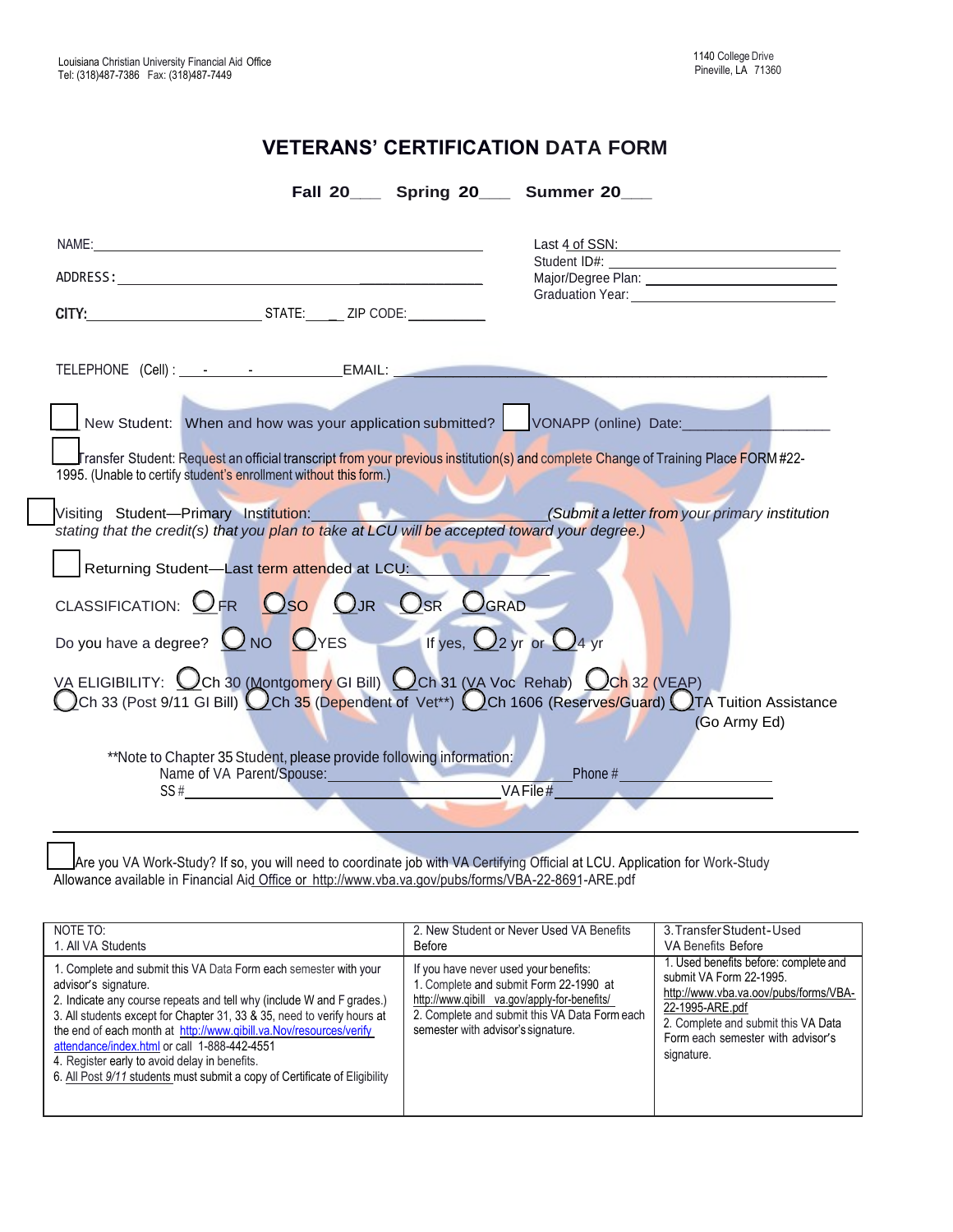Louisiana Christian University Financial Aid Office
Tel: (318)487-7386 Fax: (318)487-7449

1140 College Drive
Pineville, LA 71360

# VETERANS' CERTIFICATION DATA FORM

**Fall 20___ Spring 20___ Summer 20___**

NAME: ______________________________

ADDRESS: ______________________________

CITY: ______________ STATE: ___ ZIP CODE: ________

Last 4 of SSN: ______________
Student ID#: ______________
Major/Degree Plan: ______________
Graduation Year: ______________

TELEPHONE (Cell) : ___-___-_____ EMAIL: ______________________________

☐ New Student: When and how was your application submitted? ☐ VONAPP (online) Date:______________

☐ Transfer Student: Request an official transcript from your previous institution(s) and complete Change of Training Place FORM #22-1995. (Unable to certify student's enrollment without this form.)

☐ Visiting Student—Primary Institution:______________ *(Submit a letter from your primary institution stating that the credit(s) that you plan to take at LCU will be accepted toward your degree.)*

☐ Returning Student—Last term attended at LCU: ______________

CLASSIFICATION: ◯ FR ◯ SO ◯ JR ◯ SR ◯ GRAD

Do you have a degree? ◯ NO ◯ YES If yes, ◯ 2 yr or ◯ 4 yr

VA ELIGIBILITY: ◯ Ch 30 (Montgomery GI Bill) ◯ Ch 31 (VA Voc Rehab) ◯ Ch 32 (VEAP) ◯ Ch 33 (Post 9/11 GI Bill) ◯ Ch 35 (Dependent of Vet**) ◯ Ch 1606 (Reserves/Guard) ◯ TA Tuition Assistance (Go Army Ed)

**Note to Chapter 35 Student, please provide following information:
Name of VA Parent/Spouse: ______________ Phone # ______________
SS # ______________ VA File # ______________

---

☐ Are you VA Work-Study? If so, you will need to coordinate job with VA Certifying Official at LCU. Application for Work-Study Allowance available in Financial Aid Office or http://www.vba.va.gov/pubs/forms/VBA-22-8691-ARE.pdf

| NOTE TO:<br>1. All VA Students | 2. New Student or Never Used VA Benefits Before | 3. Transfer Student-Used VA Benefits Before |
|---|---|---|
| 1. Complete and submit this VA Data Form each semester with your advisor's signature.<br>2. Indicate any course repeats and tell why (include W and F grades.)<br>3. All students except for Chapter 31, 33 & 35, need to verify hours at the end of each month at http://www.gibill.va.Nov/resources/verify attendance/index.html or call 1-888-442-4551<br>4. Register early to avoid delay in benefits.<br>6. All Post 9/11 students must submit a copy of Certificate of Eligibility | If you have never used your benefits:<br>1. Complete and submit Form 22-1990 at http://www.gibill va.gov/apply-for-benefits/<br>2. Complete and submit this VA Data Form each semester with advisor's signature. | 1. Used benefits before: complete and submit VA Form 22-1995. http://www.vba.va.oov/pubs/forms/VBA-22-1995-ARE.pdf<br>2. Complete and submit this VA Data Form each semester with advisor's signature. |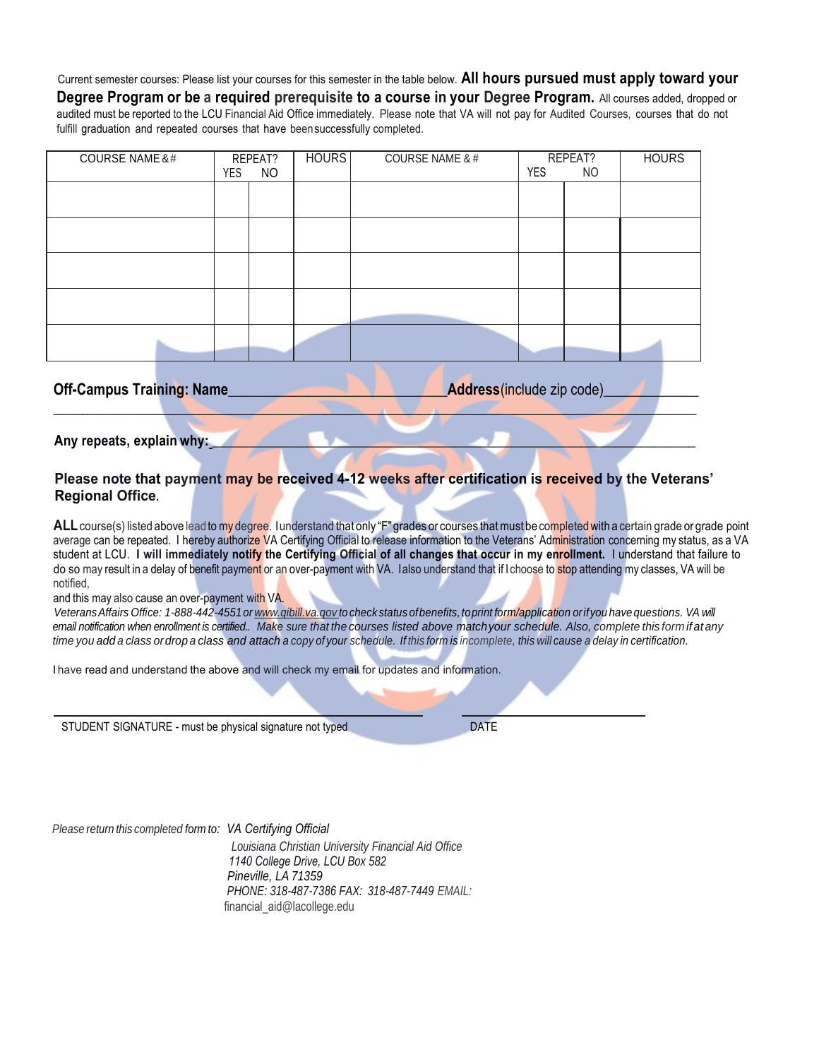Current semester courses: Please list your courses for this semester in the table below. **All hours pursued must apply toward your Degree Program or be a required prerequisite to a course in your Degree Program.** All courses added, dropped or audited must be reported to the LCU Financial Aid Office immediately. Please note that VA will not pay for Audited Courses, courses that do not fulfill graduation and repeated courses that have been successfully completed.

| COURSE NAME & # | REPEAT? YES | REPEAT? NO | HOURS | COURSE NAME & # | REPEAT? YES | REPEAT? NO | HOURS |
|---|---|---|---|---|---|---|---|
| | | | | | | | |
| | | | | | | | |
| | | | | | | | |
| | | | | | | | |
| | | | | | | | |

**Off-Campus Training: Name**______________________________ **Address** (include zip code)______________
_____________________________________________________________________________________________

**Any repeats, explain why:**_____________________________________________________________________

**Please note that payment may be received 4-12 weeks after certification is received by the Veterans' Regional Office.**

**ALL** course(s) listed above lead to my degree. I understand that only "F" grades or courses that must be completed with a certain grade or grade point average can be repeated. I hereby authorize VA Certifying Official to release information to the Veterans' Administration concerning my status, as a VA student at LCU. **I will immediately notify the Certifying Official of all changes that occur in my enrollment.** I understand that failure to do so may result in a delay of benefit payment or an over-payment with VA. I also understand that if I choose to stop attending my classes, VA will be notified,
and this may also cause an over-payment with VA.
*Veterans Affairs Office: 1-888-442-4551 or www.gibill.va.gov to check status of benefits, to print form/application or if you have questions. VA will email notification when enrollment is certified.. Make sure that the courses listed above match your schedule. Also, complete this form if at any time you add a class or drop a class and attach a copy of your schedule. If this form is incomplete, this will cause a delay in certification.*

I have read and understand the above and will check my email for updates and information.

_________________________________________________ _________________________
STUDENT SIGNATURE - must be physical signature not typed DATE

*Please return this completed form to: VA Certifying Official*
*Louisiana Christian University Financial Aid Office*
*1140 College Drive, LCU Box 582*
*Pineville, LA 71359*
*PHONE: 318-487-7386 FAX: 318-487-7449 EMAIL:*
financial_aid@lacollege.edu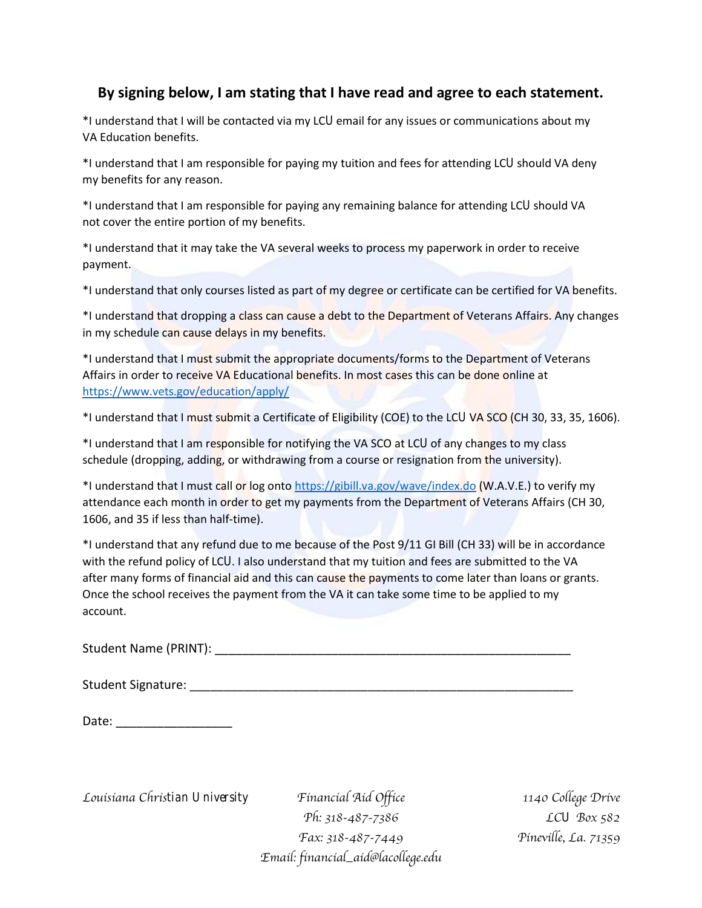## By signing below, I am stating that I have read and agree to each statement.

*I understand that I will be contacted via my LCU email for any issues or communications about my VA Education benefits.

*I understand that I am responsible for paying my tuition and fees for attending LCU should VA deny my benefits for any reason.

*I understand that I am responsible for paying any remaining balance for attending LCU should VA not cover the entire portion of my benefits.

*I understand that it may take the VA several weeks to process my paperwork in order to receive payment.

*I understand that only courses listed as part of my degree or certificate can be certified for VA benefits.

*I understand that dropping a class can cause a debt to the Department of Veterans Affairs. Any changes in my schedule can cause delays in my benefits.

*I understand that I must submit the appropriate documents/forms to the Department of Veterans Affairs in order to receive VA Educational benefits. In most cases this can be done online at https://www.vets.gov/education/apply/

*I understand that I must submit a Certificate of Eligibility (COE) to the LCU VA SCO (CH 30, 33, 35, 1606).

*I understand that I am responsible for notifying the VA SCO at LCU of any changes to my class schedule (dropping, adding, or withdrawing from a course or resignation from the university).

*I understand that I must call or log onto https://gibill.va.gov/wave/index.do (W.A.V.E.) to verify my attendance each month in order to get my payments from the Department of Veterans Affairs (CH 30, 1606, and 35 if less than half-time).

*I understand that any refund due to me because of the Post 9/11 GI Bill (CH 33) will be in accordance with the refund policy of LCU. I also understand that my tuition and fees are submitted to the VA after many forms of financial aid and this can cause the payments to come later than loans or grants. Once the school receives the payment from the VA it can take some time to be applied to my account.

Student Name (PRINT): ______________________________________________________

Student Signature: __________________________________________________________

Date: _________________

*Louisiana Christian University*

*Financial Aid Office*
*Ph: 318-487-7386*
*Fax: 318-487-7449*
*Email: financial_aid@lacollege.edu*

*1140 College Drive*
*LCU Box 582*
*Pineville, La. 71359*